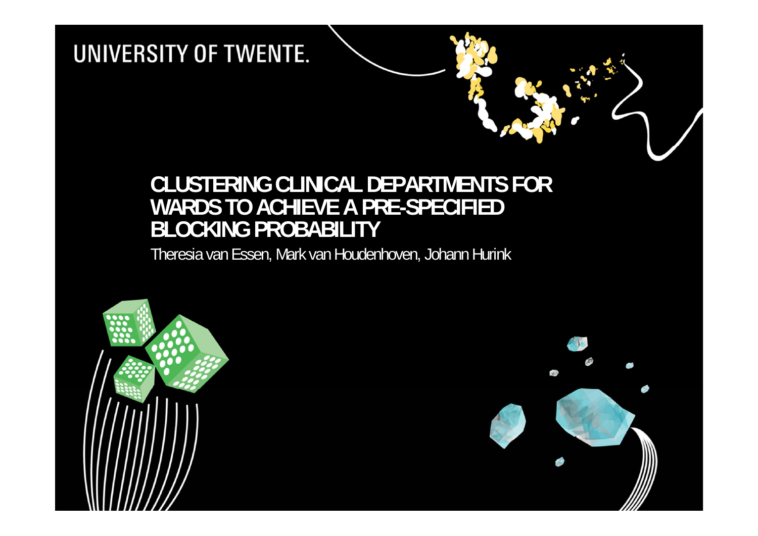UNIVERSITY OF TWENTE.

# CLUSTERING CLINICAL DEPARTMENTS FOR WARDS TO ACHIEVE A PRE-SPECIFIED BLOCKING PROBABILITY

Theresia van Essen, Mark van Houdenhoven, Johann Hurink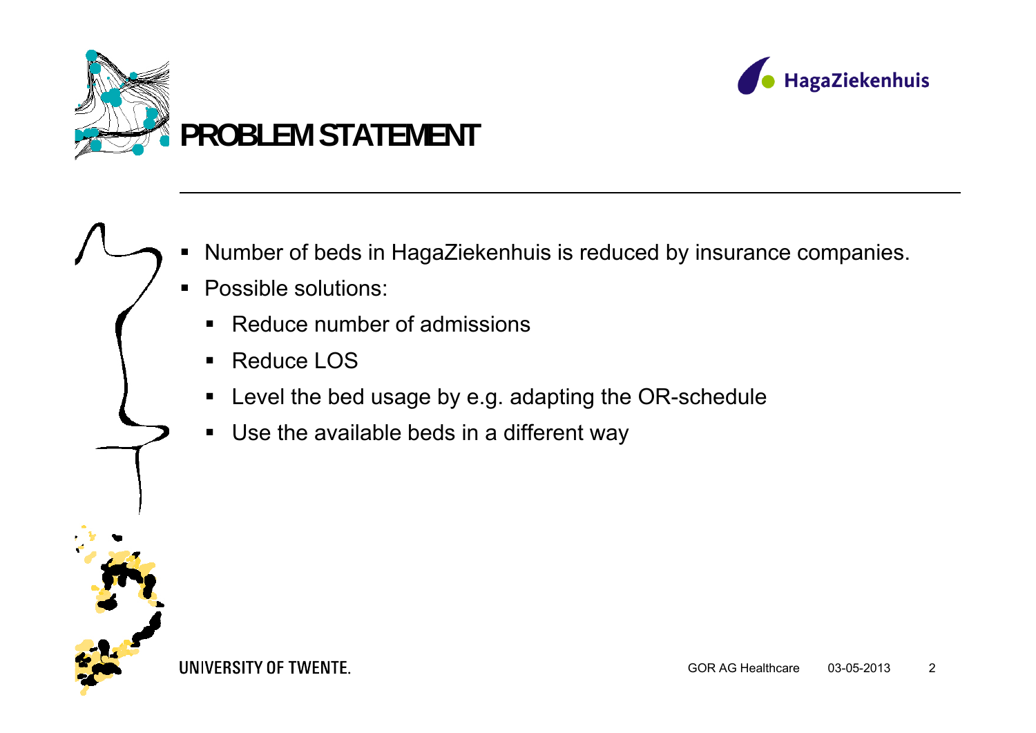# PROBLEM STATEMENT

- Number of beds in HagaZiekenhuis is reduced by insurance companies.
- Possible solutions:
  - Reduce number of admissions
  - Reduce LOS
  - Level the bed usage by e.g. adapting the OR-schedule
  - Use the available beds in a different way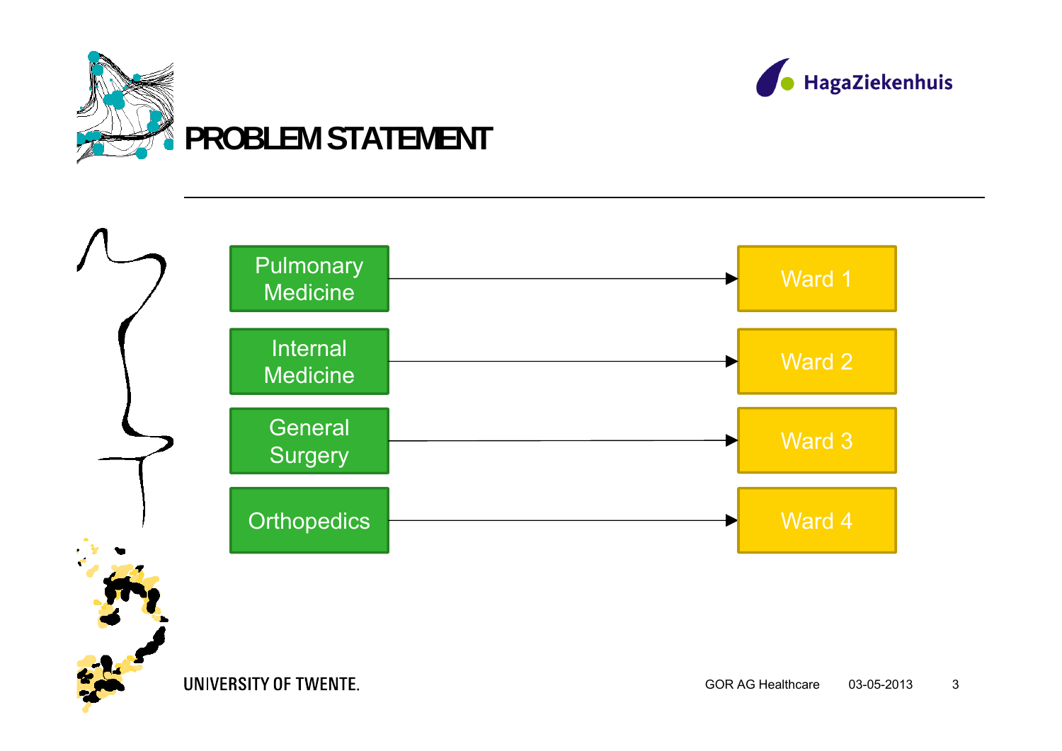# PROBLEM STATEMENT

| Specialty | | Ward |
|---|---|---|
| Pulmonary Medicine | → | Ward 1 |
| Internal Medicine | → | Ward 2 |
| General Surgery | → | Ward 3 |
| Orthopedics | → | Ward 4 |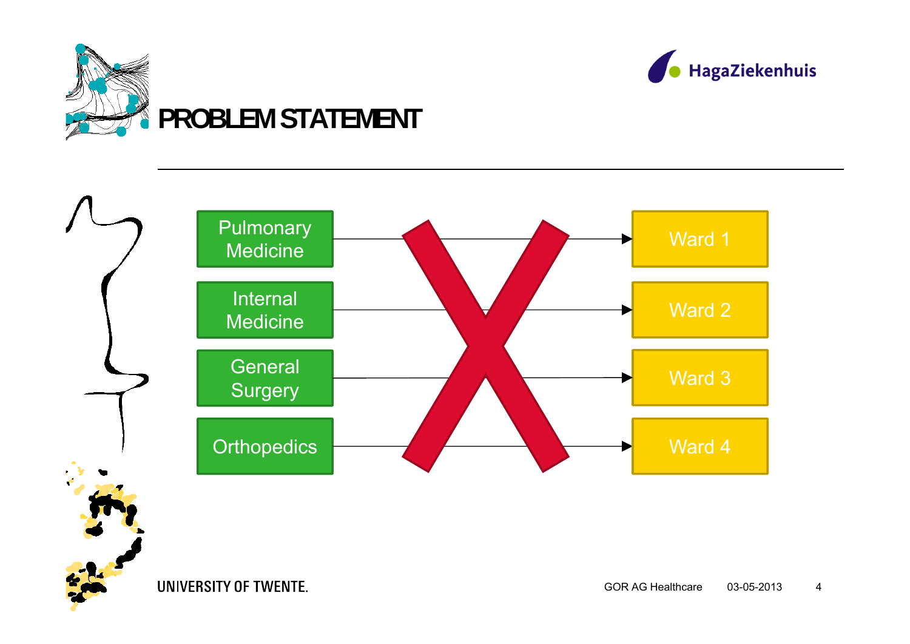# PROBLEM STATEMENT

Pulmonary Medicine → Ward 1

Internal Medicine → Ward 2

General Surgery → Ward 3

Orthopedics → Ward 4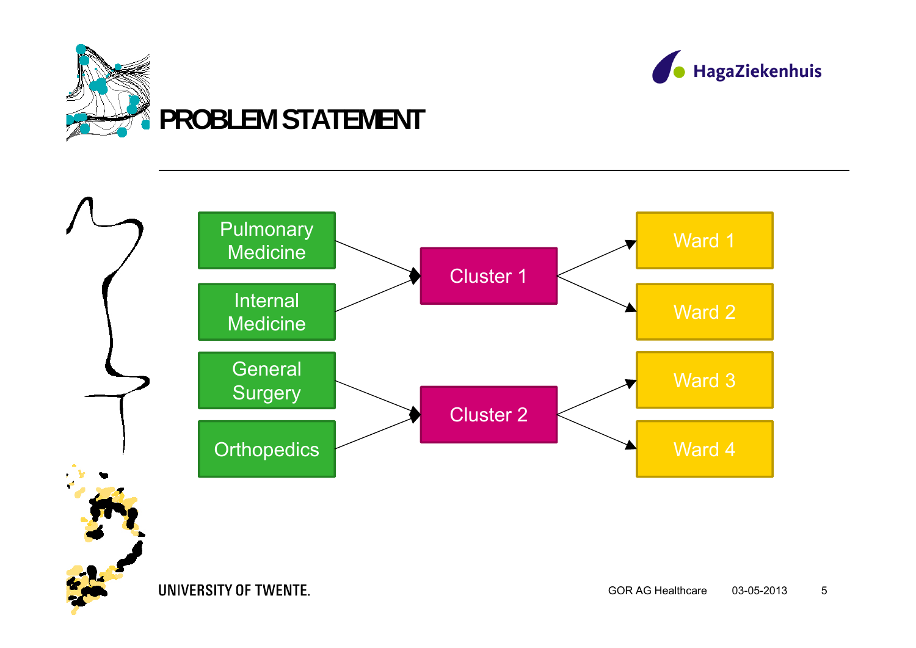# PROBLEM STATEMENT

Pulmonary Medicine

Internal Medicine

General Surgery

Orthopedics

Cluster 1

Cluster 2

Ward 1

Ward 2

Ward 3

Ward 4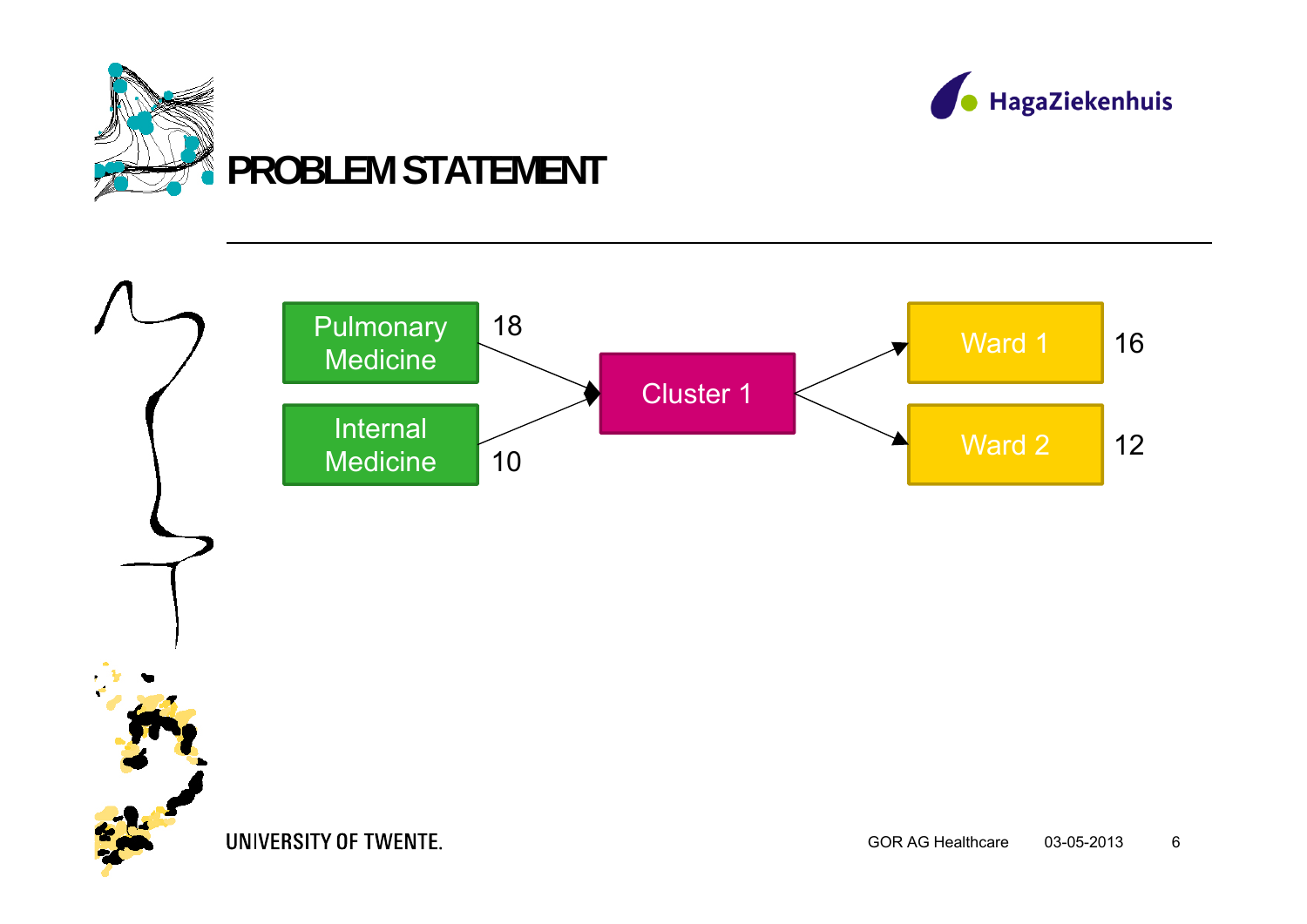# PROBLEM STATEMENT

Pulmonary Medicine 18

Internal Medicine 10

Cluster 1

Ward 1 16

Ward 2 12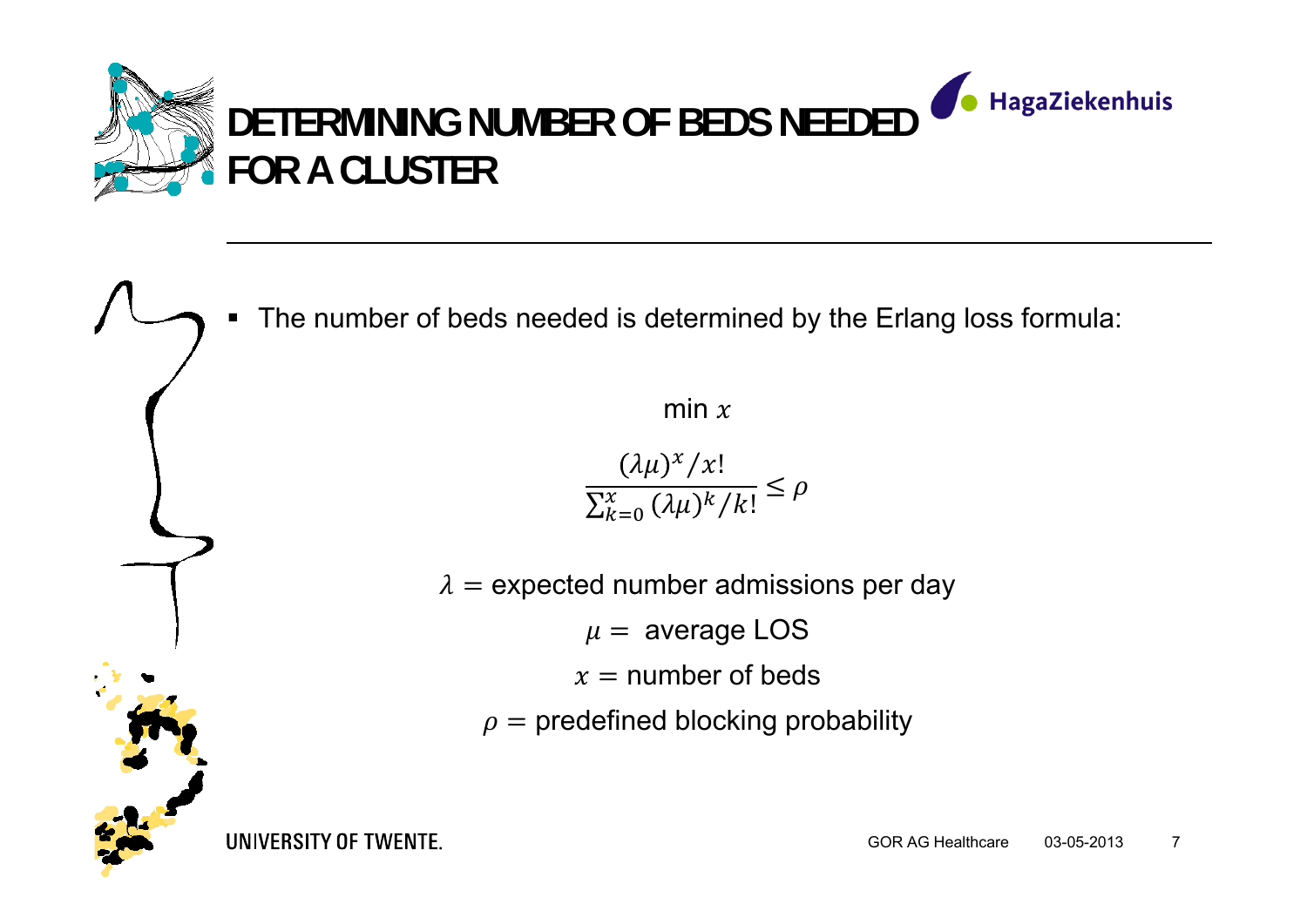# DETERMINING NUMBER OF BEDS NEEDED FOR A CLUSTER

- The number of beds needed is determined by the Erlang loss formula:

$$\min x$$

$$\frac{(\lambda\mu)^x / x!}{\sum_{k=0}^{x} (\lambda\mu)^k / k!} \leq \rho$$

$\lambda =$ expected number admissions per day

$\mu =$ average LOS

$x =$ number of beds

$\rho =$ predefined blocking probability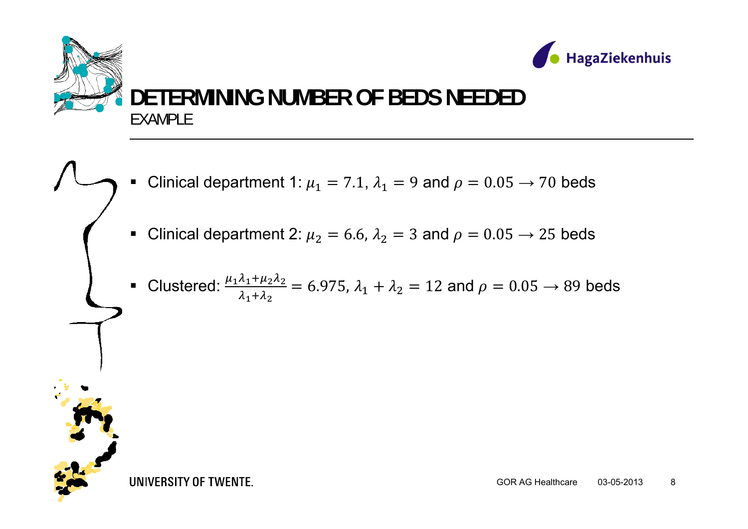# DETERMINING NUMBER OF BEDS NEEDED

EXAMPLE

- Clinical department 1: $\mu_1 = 7.1$, $\lambda_1 = 9$ and $\rho = 0.05 \rightarrow 70$ beds
- Clinical department 2: $\mu_2 = 6.6$, $\lambda_2 = 3$ and $\rho = 0.05 \rightarrow 25$ beds
- Clustered: $\frac{\mu_1\lambda_1+\mu_2\lambda_2}{\lambda_1+\lambda_2} = 6.975$, $\lambda_1 + \lambda_2 = 12$ and $\rho = 0.05 \rightarrow 89$ beds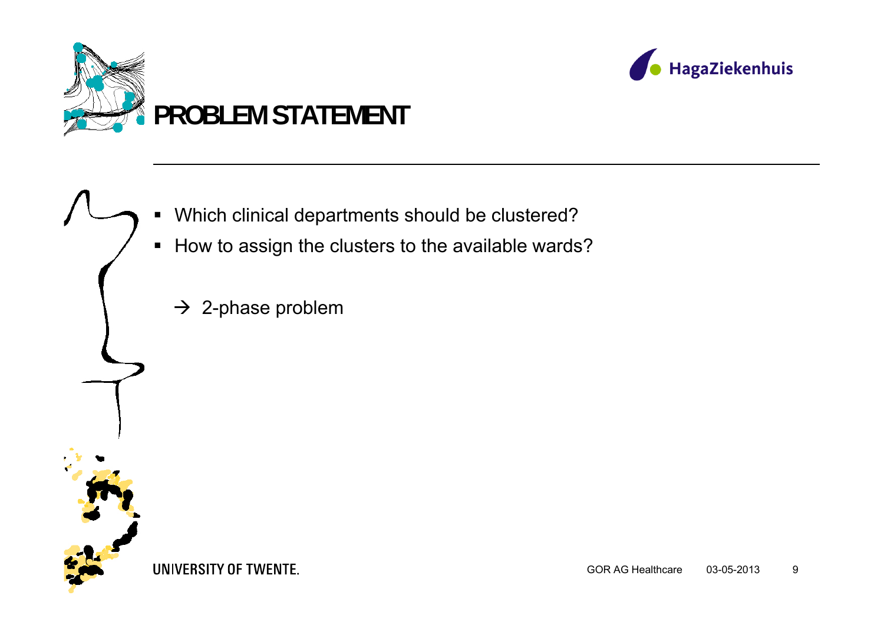# PROBLEM STATEMENT

- Which clinical departments should be clustered?
- How to assign the clusters to the available wards?

→ 2-phase problem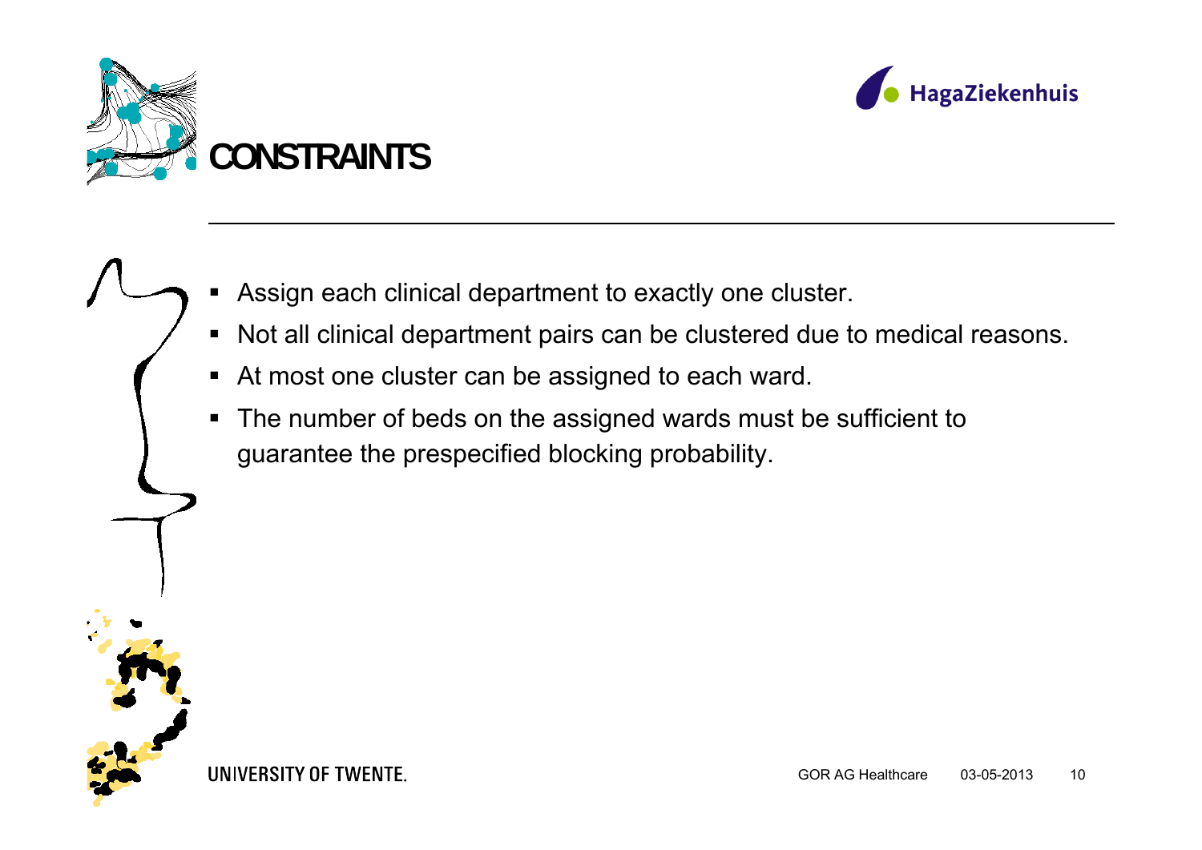# CONSTRAINTS

- Assign each clinical department to exactly one cluster.
- Not all clinical department pairs can be clustered due to medical reasons.
- At most one cluster can be assigned to each ward.
- The number of beds on the assigned wards must be sufficient to guarantee the prespecified blocking probability.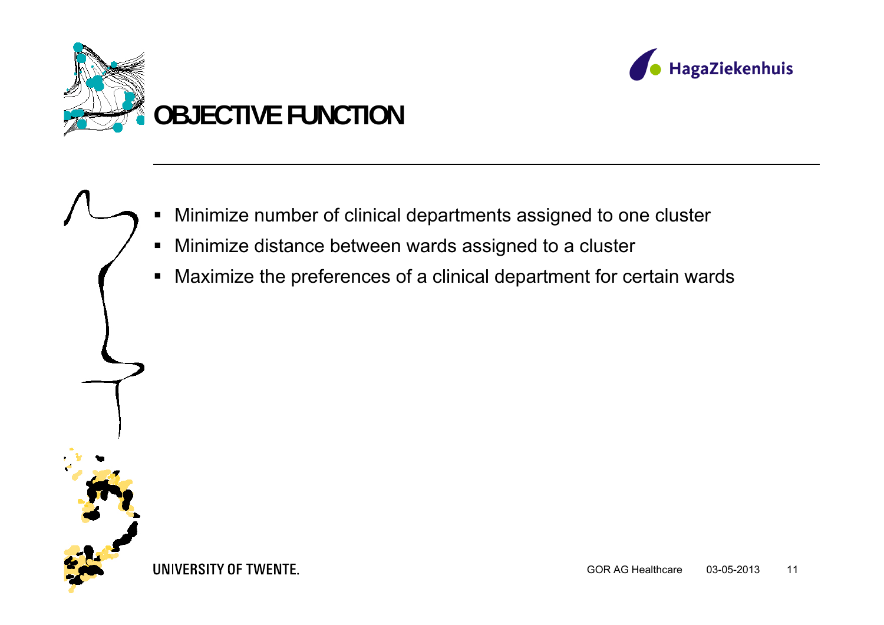# OBJECTIVE FUNCTION

- Minimize number of clinical departments assigned to one cluster
- Minimize distance between wards assigned to a cluster
- Maximize the preferences of a clinical department for certain wards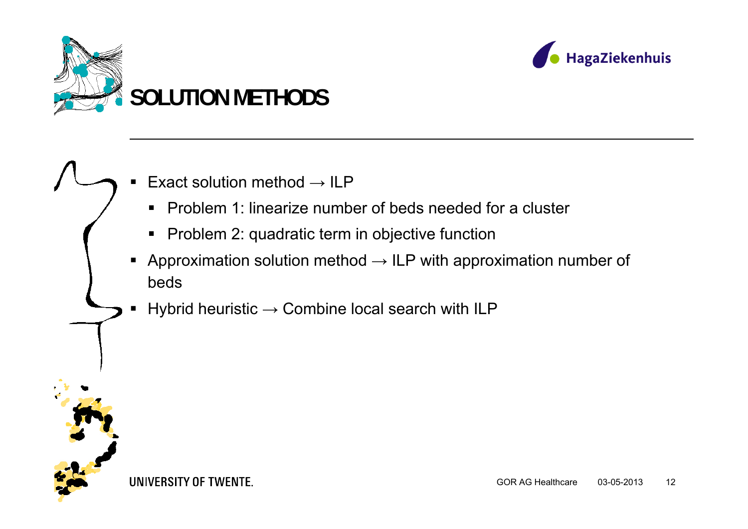# SOLUTION METHODS

- Exact solution method → ILP
  - Problem 1: linearize number of beds needed for a cluster
  - Problem 2: quadratic term in objective function
- Approximation solution method → ILP with approximation number of beds
- Hybrid heuristic → Combine local search with ILP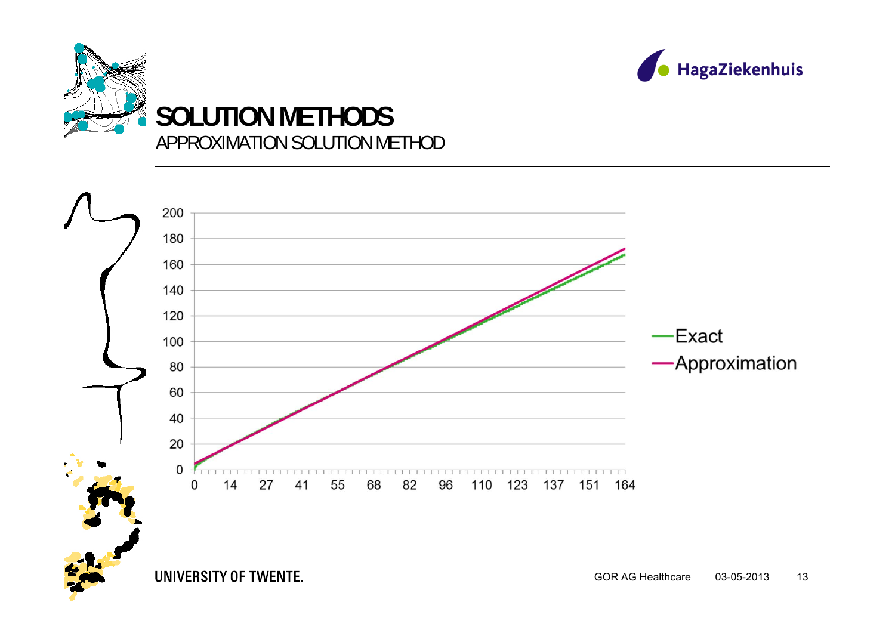# SOLUTION METHODS

## APPROXIMATION SOLUTION METHOD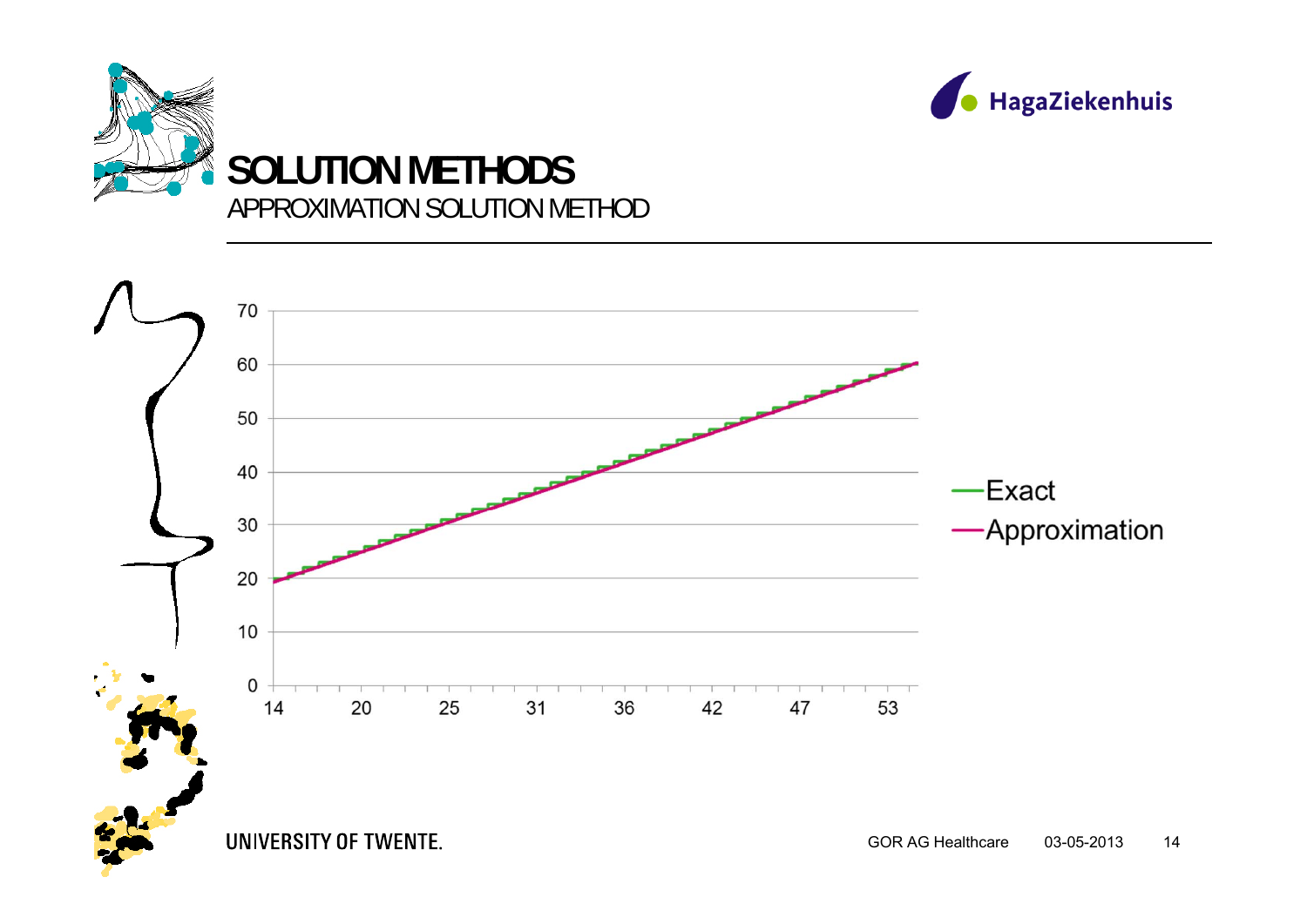# SOLUTION METHODS

## APPROXIMATION SOLUTION METHOD

70
60
50
40
30
20
10
0

14 20 25 31 36 42 47 53

Exact

Approximation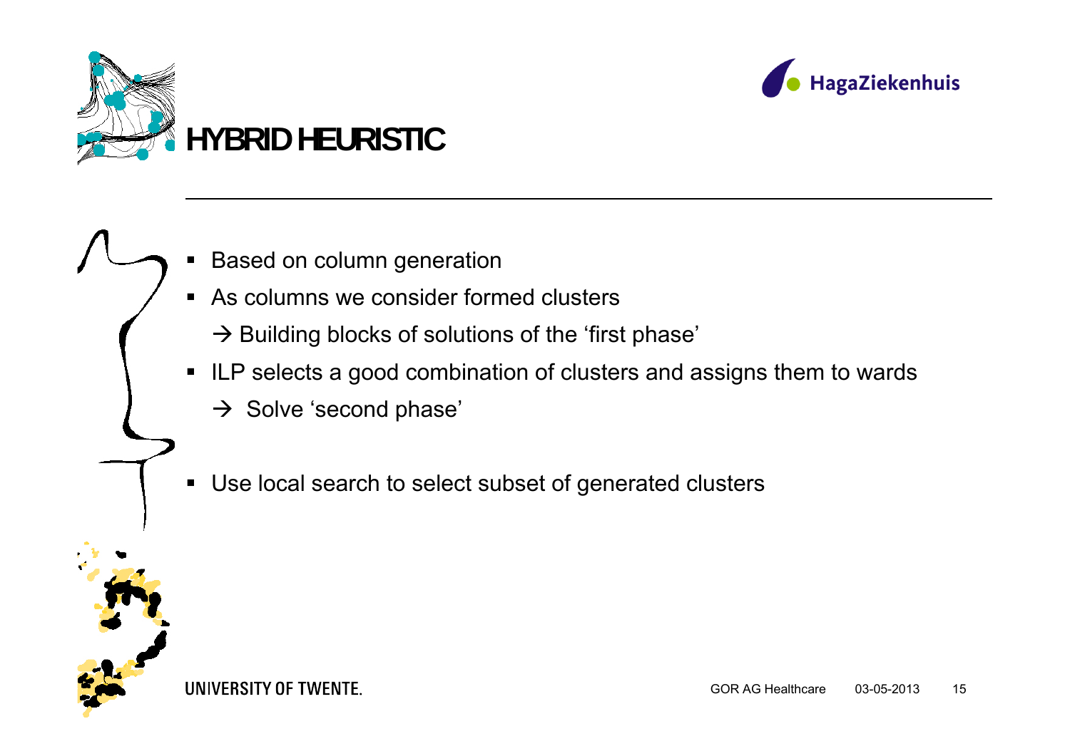# HYBRID HEURISTIC

- Based on column generation
- As columns we consider formed clusters
  → Building blocks of solutions of the 'first phase'
- ILP selects a good combination of clusters and assigns them to wards
  → Solve 'second phase'
- Use local search to select subset of generated clusters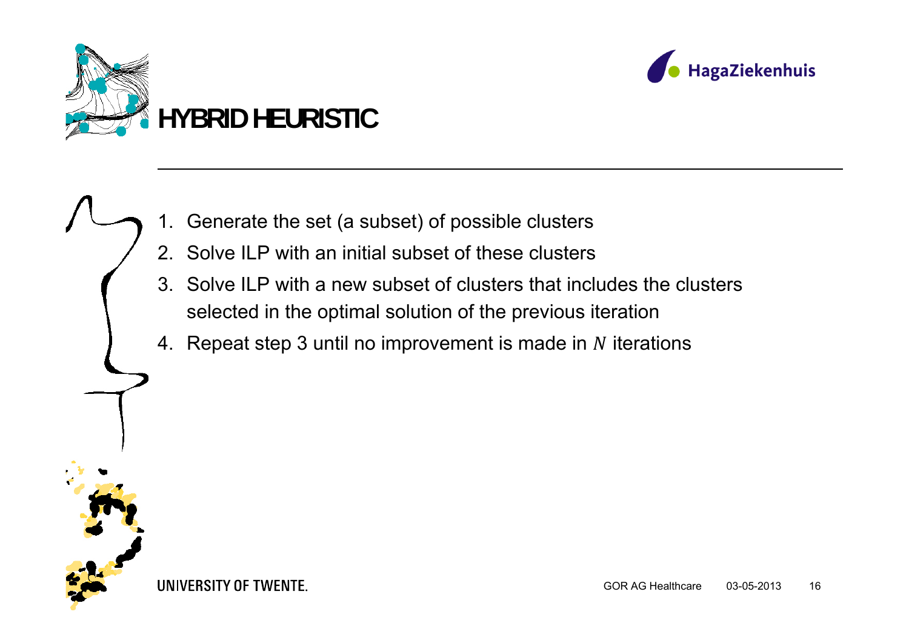# HYBRID HEURISTIC

1. Generate the set (a subset) of possible clusters
2. Solve ILP with an initial subset of these clusters
3. Solve ILP with a new subset of clusters that includes the clusters selected in the optimal solution of the previous iteration
4. Repeat step 3 until no improvement is made in $N$ iterations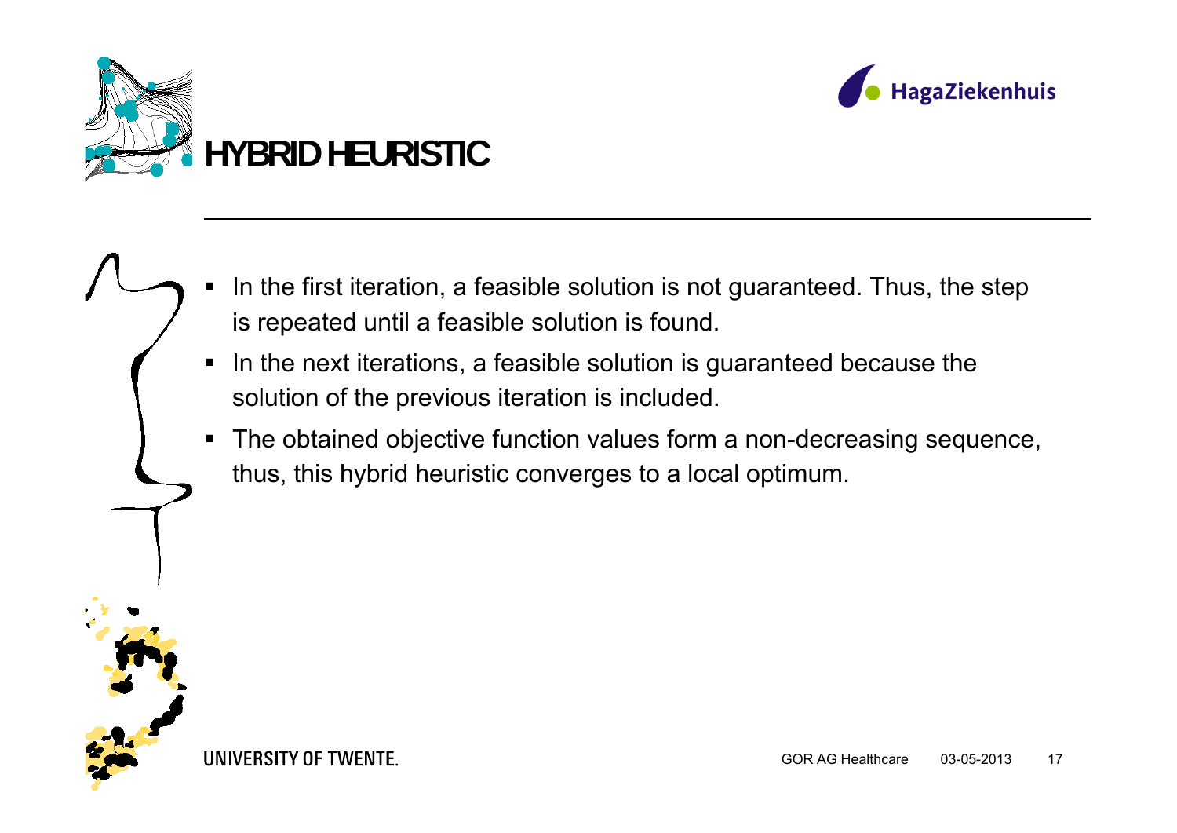# HYBRID HEURISTIC

- In the first iteration, a feasible solution is not guaranteed. Thus, the step is repeated until a feasible solution is found.
- In the next iterations, a feasible solution is guaranteed because the solution of the previous iteration is included.
- The obtained objective function values form a non-decreasing sequence, thus, this hybrid heuristic converges to a local optimum.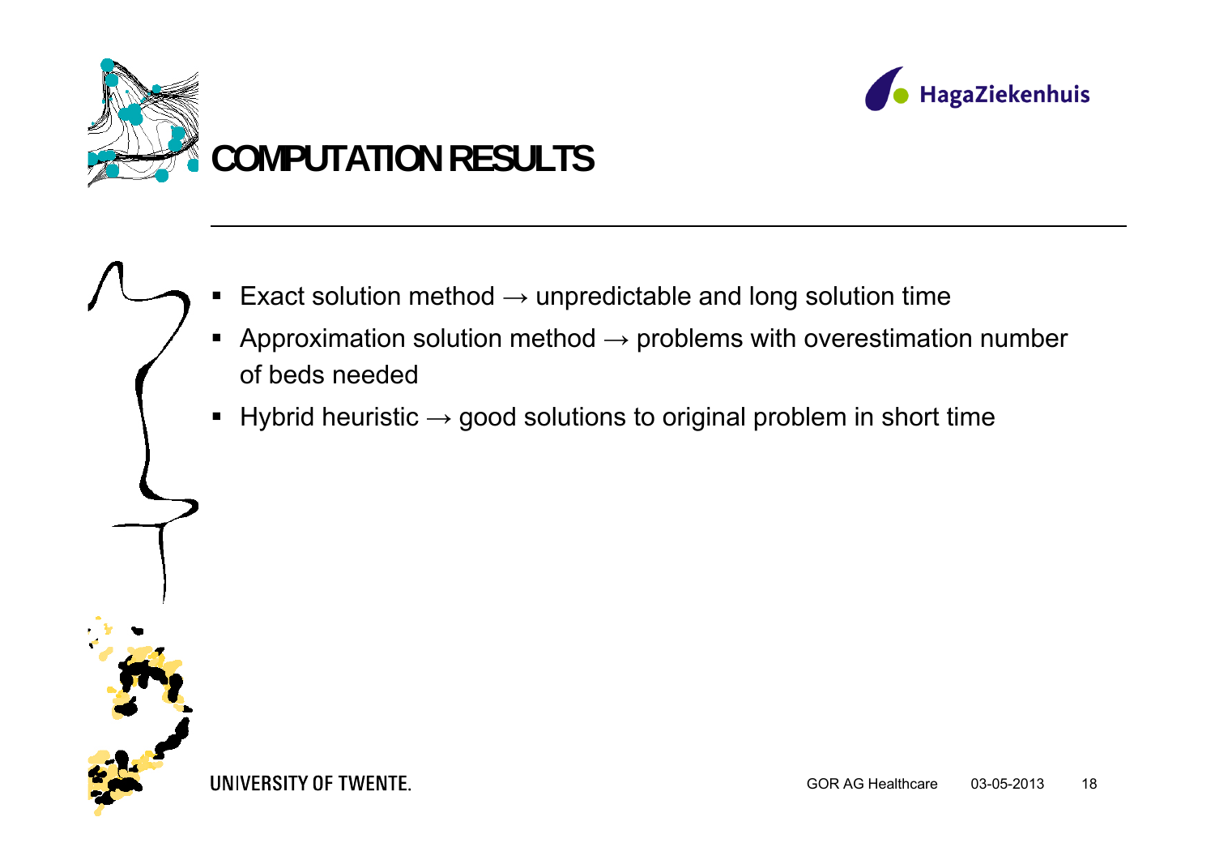# COMPUTATION RESULTS

- Exact solution method → unpredictable and long solution time
- Approximation solution method → problems with overestimation number of beds needed
- Hybrid heuristic → good solutions to original problem in short time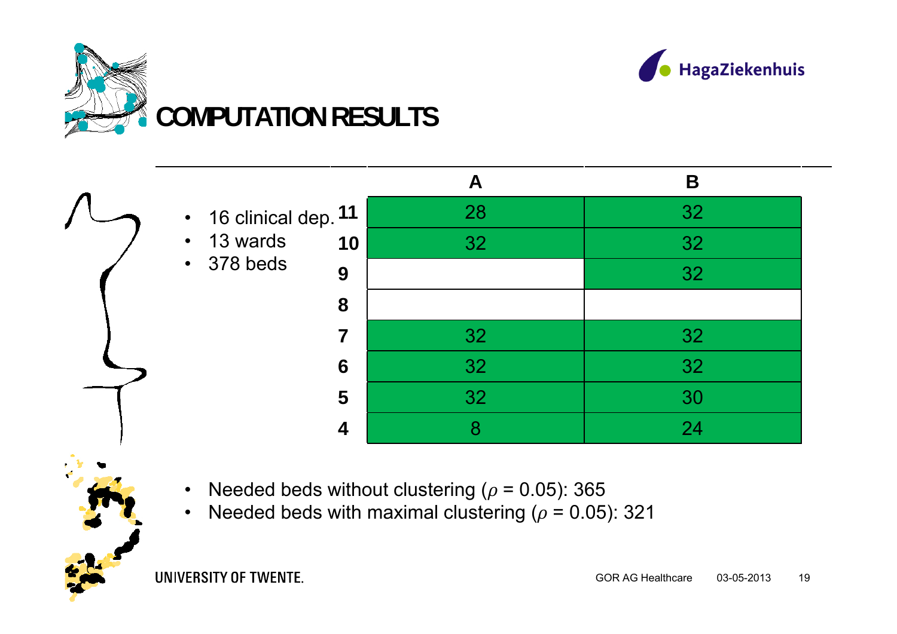# COMPUTATION RESULTS

- 16 clinical dep.
- 13 wards
- 378 beds

| | A | B |
|---|---|---|
| **11** | 28 | 32 |
| **10** | 32 | 32 |
| **9** | | 32 |
| **8** | | |
| **7** | 32 | 32 |
| **6** | 32 | 32 |
| **5** | 32 | 30 |
| **4** | 8 | 24 |

- Needed beds without clustering ($\rho = 0.05$): 365
- Needed beds with maximal clustering ($\rho = 0.05$): 321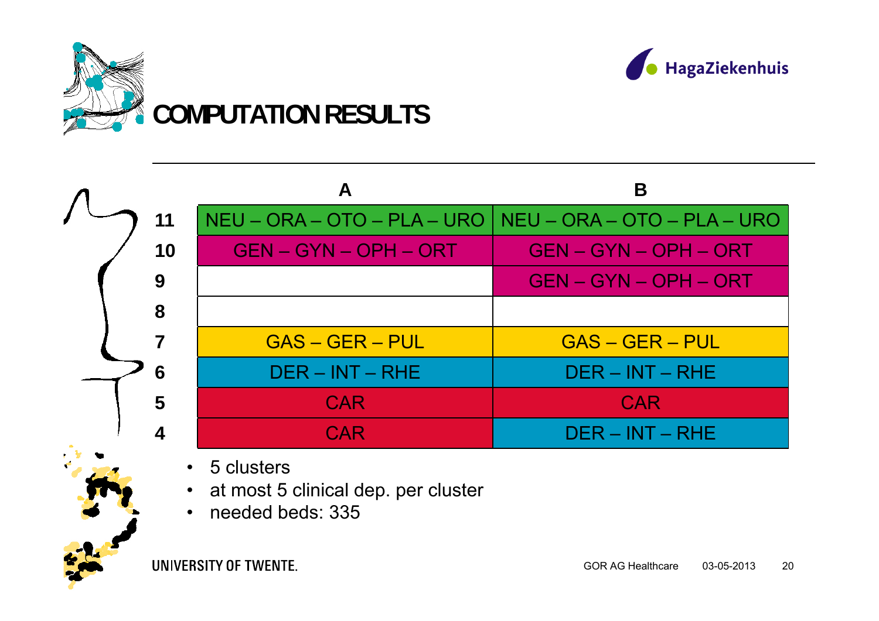# COMPUTATION RESULTS

| | A | B |
|---|---|---|
| 11 | NEU – ORA – OTO – PLA – URO | NEU – ORA – OTO – PLA – URO |
| 10 | GEN – GYN – OPH – ORT | GEN – GYN – OPH – ORT |
| 9 | | GEN – GYN – OPH – ORT |
| 8 | | |
| 7 | GAS – GER – PUL | GAS – GER – PUL |
| 6 | DER – INT – RHE | DER – INT – RHE |
| 5 | CAR | CAR |
| 4 | CAR | DER – INT – RHE |

- 5 clusters
- at most 5 clinical dep. per cluster
- needed beds: 335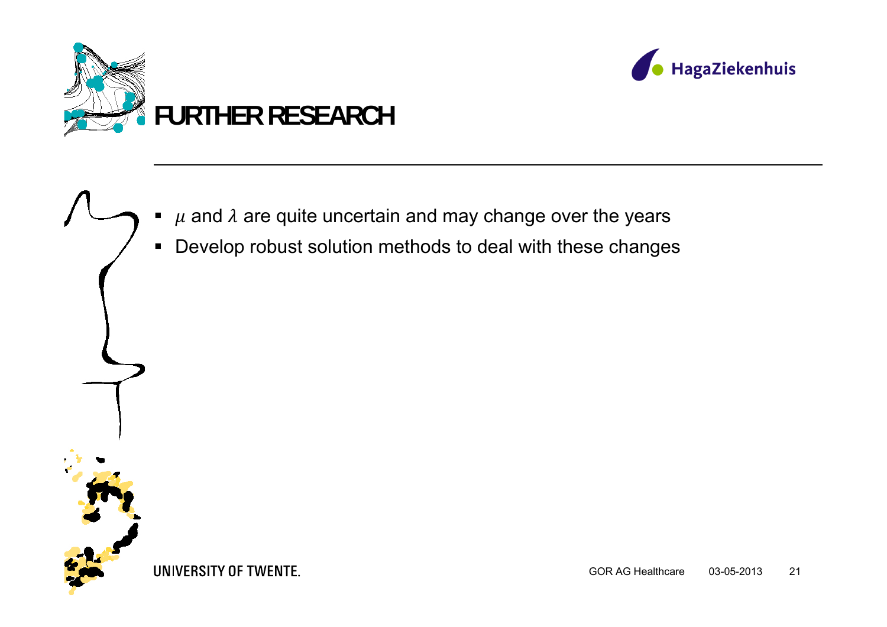# FURTHER RESEARCH

- $\mu$ and $\lambda$ are quite uncertain and may change over the years
- Develop robust solution methods to deal with these changes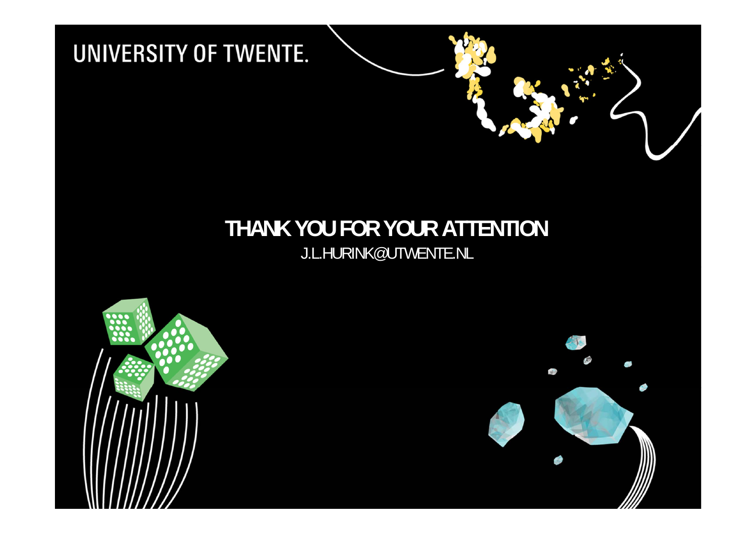UNIVERSITY OF TWENTE.

# THANK YOU FOR YOUR ATTENTION

J.L.HURINK@UTWENTE.NL